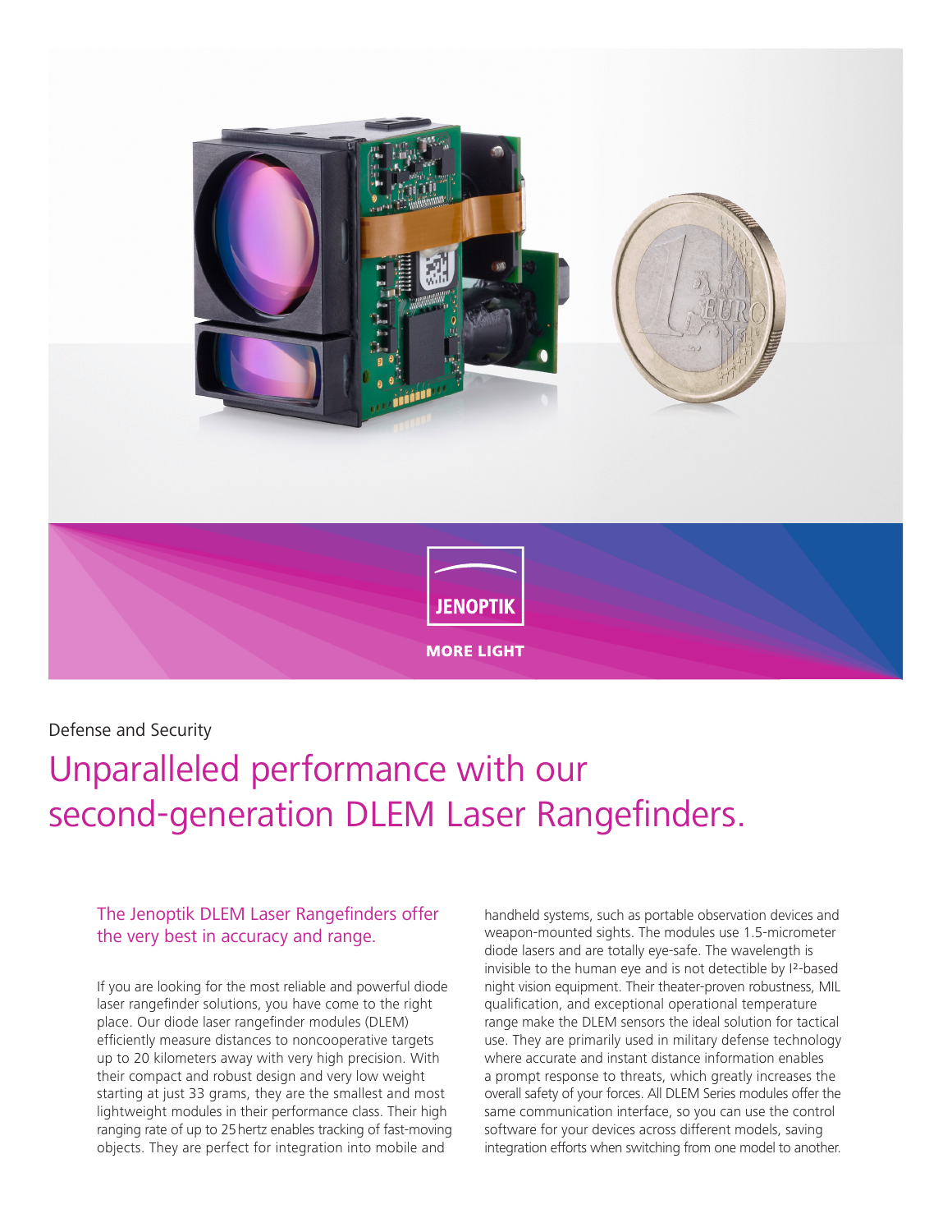JENOPTIK

MORE LIGHT

Defense and Security

# Unparalleled performance with our second-generation DLEM Laser Rangefinders.

## The Jenoptik DLEM Laser Rangefinders offer the very best in accuracy and range.

If you are looking for the most reliable and powerful diode laser rangefinder solutions, you have come to the right place. Our diode laser rangefinder modules (DLEM) efficiently measure distances to noncooperative targets up to 20 kilometers away with very high precision. With their compact and robust design and very low weight starting at just 33 grams, they are the smallest and most lightweight modules in their performance class. Their high ranging rate of up to 25 hertz enables tracking of fast-moving objects. They are perfect for integration into mobile and handheld systems, such as portable observation devices and weapon-mounted sights. The modules use 1.5-micrometer diode lasers and are totally eye-safe. The wavelength is invisible to the human eye and is not detectable by I²-based night vision equipment. Their theater-proven robustness, MIL qualification, and exceptional operational temperature range make the DLEM sensors the ideal solution for tactical use. They are primarily used in military defense technology where accurate and instant distance information enables a prompt response to threats, which greatly increases the overall safety of your forces. All DLEM Series modules offer the same communication interface, so you can use the control software for your devices across different models, saving integration efforts when switching from one model to another.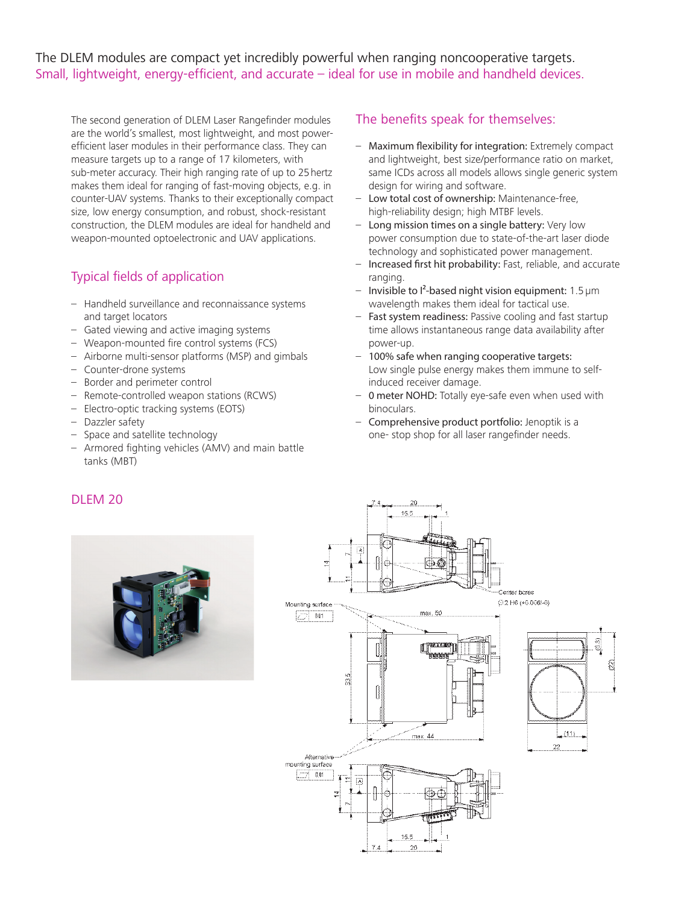The DLEM modules are compact yet incredibly powerful when ranging noncooperative targets.
Small, lightweight, energy-efficient, and accurate – ideal for use in mobile and handheld devices.

The second generation of DLEM Laser Rangefinder modules are the world's smallest, most lightweight, and most power-efficient laser modules in their performance class. They can measure targets up to a range of 17 kilometers, with sub-meter accuracy. Their high ranging rate of up to 25 hertz makes them ideal for ranging of fast-moving objects, e.g. in counter-UAV systems. Thanks to their exceptionally compact size, low energy consumption, and robust, shock-resistant construction, the DLEM modules are ideal for handheld and weapon-mounted optoelectronic and UAV applications.

## Typical fields of application

- Handheld surveillance and reconnaissance systems and target locators
- Gated viewing and active imaging systems
- Weapon-mounted fire control systems (FCS)
- Airborne multi-sensor platforms (MSP) and gimbals
- Counter-drone systems
- Border and perimeter control
- Remote-controlled weapon stations (RCWS)
- Electro-optic tracking systems (EOTS)
- Dazzler safety
- Space and satellite technology
- Armored fighting vehicles (AMV) and main battle tanks (MBT)

## The benefits speak for themselves:

- Maximum flexibility for integration: Extremely compact and lightweight, best size/performance ratio on market, same ICDs across all models allows single generic system design for wiring and software.
- Low total cost of ownership: Maintenance-free, high-reliability design; high MTBF levels.
- Long mission times on a single battery: Very low power consumption due to state-of-the-art laser diode technology and sophisticated power management.
- Increased first hit probability: Fast, reliable, and accurate ranging.
- Invisible to I²-based night vision equipment: 1.5 µm wavelength makes them ideal for tactical use.
- Fast system readiness: Passive cooling and fast startup time allows instantaneous range data availability after power-up.
- 100% safe when ranging cooperative targets: Low single pulse energy makes them immune to self-induced receiver damage.
- 0 meter NOHD: Totally eye-safe even when used with binoculars.
- Comprehensive product portfolio: Jenoptik is a one- stop shop for all laser rangefinder needs.

## DLEM 20

Mounting surface

Center bores Ø 2 H6 (+0.006/-0)

max. 50

max. 44

Alternative mounting surface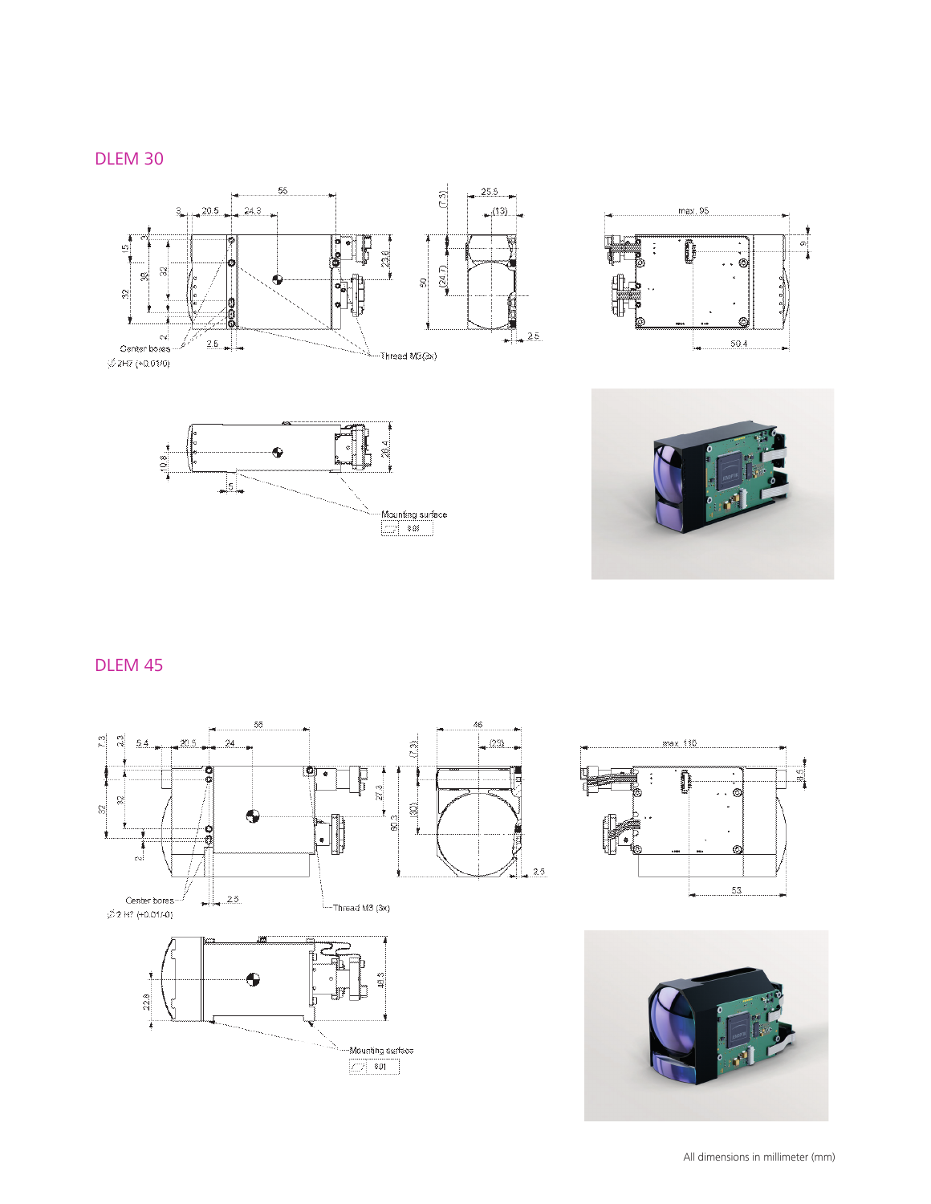## DLEM 30

## DLEM 45

All dimensions in millimeter (mm)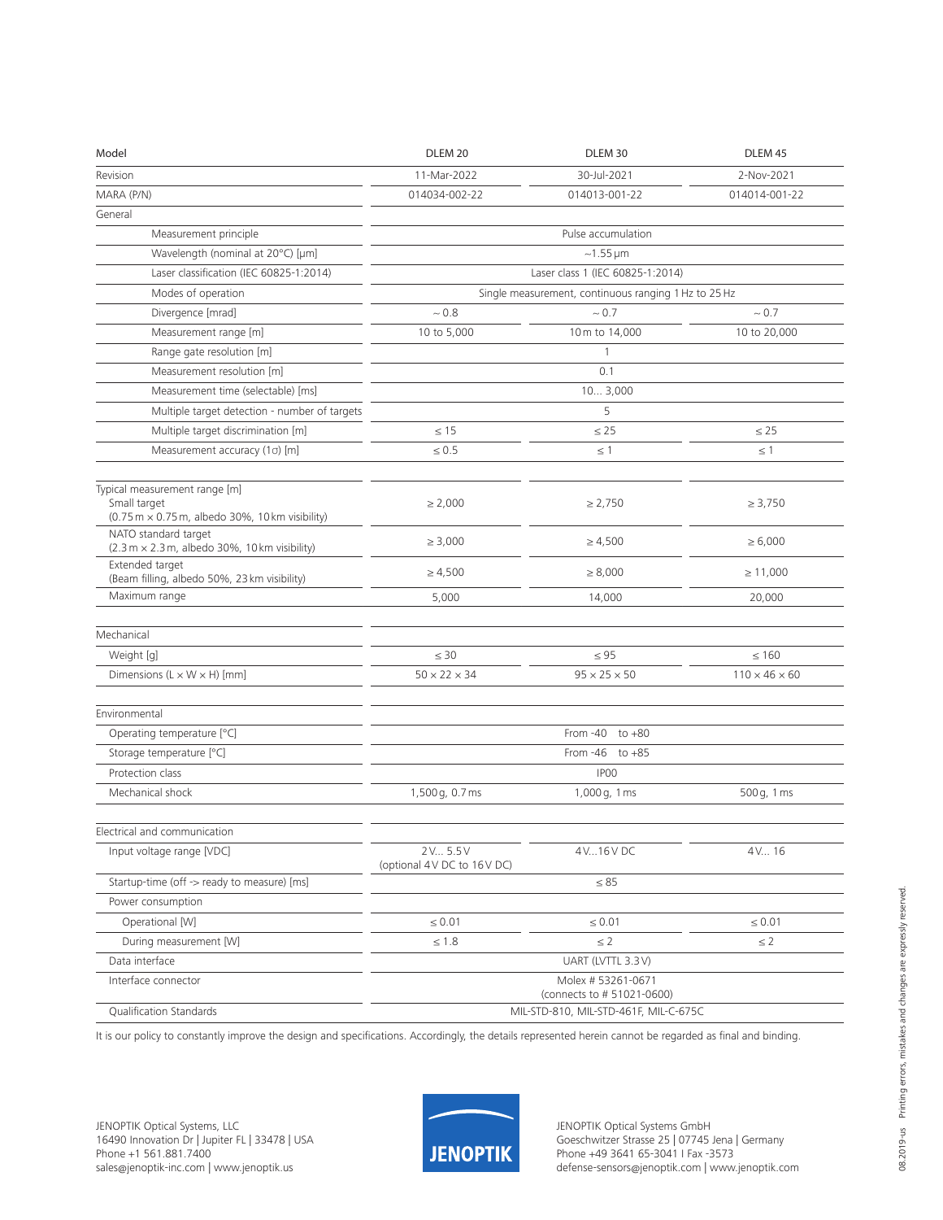| Model | DLEM 20 | DLEM 30 | DLEM 45 |
|---|---|---|---|
| Revision | 11-Mar-2022 | 30-Jul-2021 | 2-Nov-2021 |
| MARA (P/N) | 014034-002-22 | 014013-001-22 | 014014-001-22 |
| General | | | |
| Measurement principle | Pulse accumulation | | |
| Wavelength (nominal at 20°C) [µm] | ~1.55 µm | | |
| Laser classification (IEC 60825-1:2014) | Laser class 1 (IEC 60825-1:2014) | | |
| Modes of operation | Single measurement, continuous ranging 1 Hz to 25 Hz | | |
| Divergence [mrad] | ~ 0.8 | ~ 0.7 | ~ 0.7 |
| Measurement range [m] | 10 to 5,000 | 10 m to 14,000 | 10 to 20,000 |
| Range gate resolution [m] | 1 | | |
| Measurement resolution [m] | 0.1 | | |
| Measurement time (selectable) [ms] | 10... 3,000 | | |
| Multiple target detection - number of targets | 5 | | |
| Multiple target discrimination [m] | ≤ 15 | ≤ 25 | ≤ 25 |
| Measurement accuracy (1σ) [m] | ≤ 0.5 | ≤ 1 | ≤ 1 |
| Typical measurement range [m] Small target (0.75 m × 0.75 m, albedo 30%, 10 km visibility) | ≥ 2,000 | ≥ 2,750 | ≥ 3,750 |
| NATO standard target (2.3 m × 2.3 m, albedo 30%, 10 km visibility) | ≥ 3,000 | ≥ 4,500 | ≥ 6,000 |
| Extended target (Beam filling, albedo 50%, 23 km visibility) | ≥ 4,500 | ≥ 8,000 | ≥ 11,000 |
| Maximum range | 5,000 | 14,000 | 20,000 |
| Mechanical | | | |
| Weight [g] | ≤ 30 | ≤ 95 | ≤ 160 |
| Dimensions (L × W × H) [mm] | 50 × 22 × 34 | 95 × 25 × 50 | 110 × 46 × 60 |
| Environmental | | | |
| Operating temperature [°C] | From -40 to +80 | | |
| Storage temperature [°C] | From -46 to +85 | | |
| Protection class | IP00 | | |
| Mechanical shock | 1,500 g, 0.7 ms | 1,000 g, 1 ms | 500 g, 1 ms |
| Electrical and communication | | | |
| Input voltage range [VDC] | 2 V... 5.5 V (optional 4 V DC to 16 V DC) | 4 V...16 V DC | 4 V... 16 |
| Startup-time (off -> ready to measure) [ms] | ≤ 85 | | |
| Power consumption | | | |
| Operational [W] | ≤ 0.01 | ≤ 0.01 | ≤ 0.01 |
| During measurement [W] | ≤ 1.8 | ≤ 2 | ≤ 2 |
| Data interface | UART (LVTTL 3.3 V) | | |
| Interface connector | Molex # 53261-0671 (connects to # 51021-0600) | | |
| Qualification Standards | MIL-STD-810, MIL-STD-461F, MIL-C-675C | | |

It is our policy to constantly improve the design and specifications. Accordingly, the details represented herein cannot be regarded as final and binding.

JENOPTIK Optical Systems, LLC
16490 Innovation Dr | Jupiter FL | 33478 | USA
Phone +1 561.881.7400
sales@jenoptik-inc.com | www.jenoptik.us

JENOPTIK

JENOPTIK Optical Systems GmbH
Goeschwitzer Strasse 25 | 07745 Jena | Germany
Phone +49 3641 65-3041 | Fax -3573
defense-sensors@jenoptik.com | www.jenoptik.com

08.2019-us Printing errors, mistakes and changes are expressly reserved.